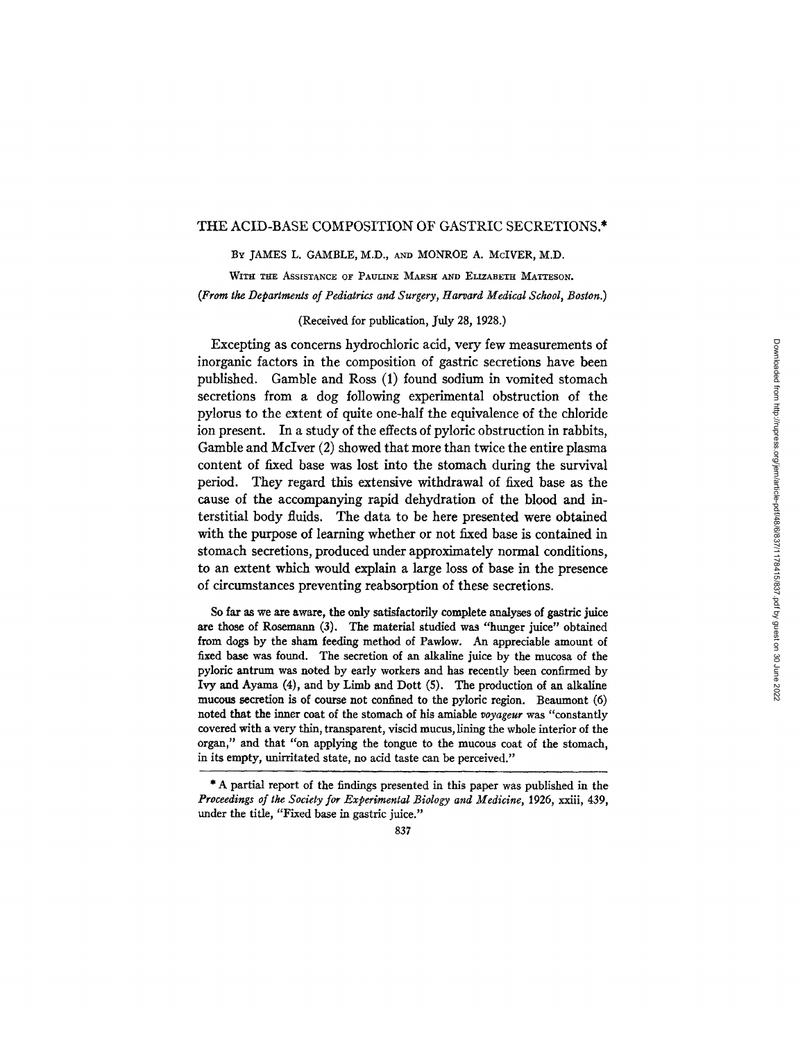# THE ACID-BASE COMPOSITION OF GASTRIC SECRETIONS.*

BY JAMES L. GAMBLE, M.D., AND MONROE A. McIVER, M.D.

WITH THE ASSISTANCE OF PAULINE MARSH AND ELIZABETH MATTESON.

*(From the Departments of Pediatrics and Surgery, Harvard Medical School, Boston.)*

(Received for publication, July 28, 1928.)

Excepting as concerns hydrochloric acid, very few measurements of inorganic factors in the composition of gastric secretions have been published. Gamble and Ross (1) found sodium in vomited stomach secretions from a dog following experimental obstruction of the pylorus to the extent of quite one-half the equivalence of the chloride ion present. In a study of the effects of pyloric obstruction in rabbits, Gamble and McIver (2) showed that more than twice the entire plasma content of fixed base was lost into the stomach during the survival period. They regard this extensive withdrawal of fixed base as the cause of the accompanying rapid dehydration of the blood and interstitial body fluids. The data to be here presented were obtained with the purpose of learning whether or not fixed base is contained in stomach secretions, produced under approximately normal conditions, to an extent which would explain a large loss of base in the presence of circumstances preventing reabsorption of these secretions.

So far as we are aware, the only satisfactorily complete analyses of gastric juice are those of Rosemann (3). The material studied was "hunger juice" obtained from dogs by the sham feeding method of Pawlow. An appreciable amount of fixed base was found. The secretion of an alkaline juice by the mucosa of the pyloric antrum was noted by early workers and has recently been confirmed by Ivy and Ayama (4), and by Limb and Dott (5). The production of an alkaline mucous secretion is of course not confined to the pyloric region. Beaumont (6) noted that the inner coat of the stomach of his amiable *voyageur* was "constantly covered with a very thin, transparent, viscid mucus, lining the whole interior of the organ," and that "on applying the tongue to the mucous coat of the stomach, in its empty, unirritated state, no acid taste can be perceived."

* A partial report of the findings presented in this paper was published in the *Proceedings of the Society for Experimental Biology and Medicine*, 1926, xxiii, 439, under the title, "Fixed base in gastric juice."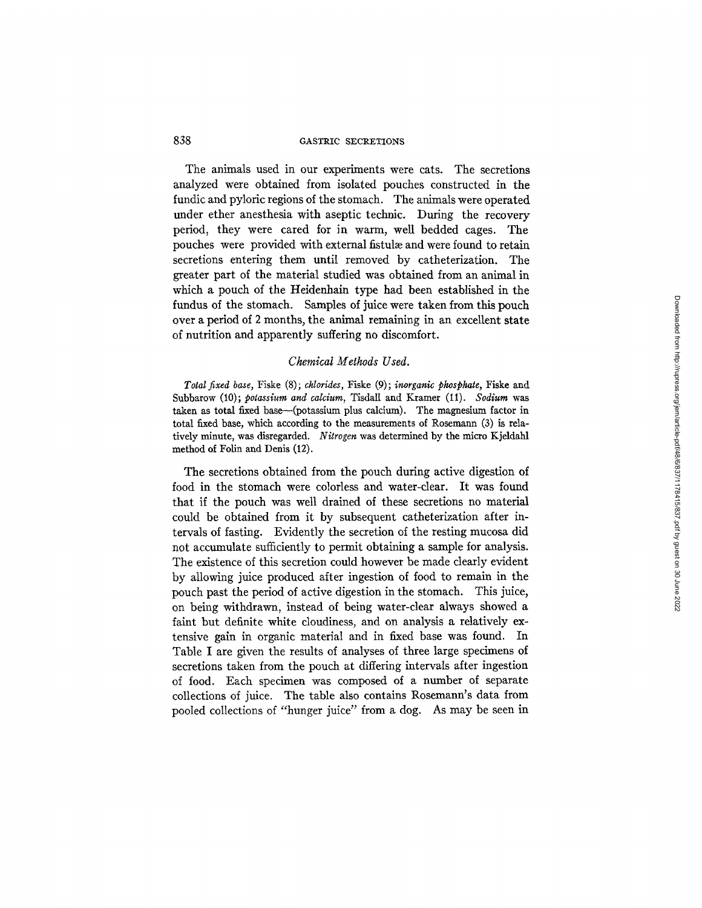The animals used in our experiments were cats. The secretions analyzed were obtained from isolated pouches constructed in the fundic and pyloric regions of the stomach. The animals were operated under ether anesthesia with aseptic technic. During the recovery period, they were cared for in warm, well bedded cages. The pouches were provided with external fistulæ and were found to retain secretions entering them until removed by catheterization. The greater part of the material studied was obtained from an animal in which a pouch of the Heidenhain type had been established in the fundus of the stomach. Samples of juice were taken from this pouch over a period of 2 months, the animal remaining in an excellent state of nutrition and apparently suffering no discomfort.

### *Chemical Methods Used.*

*Total fixed base*, Fiske (8); *chlorides*, Fiske (9); *inorganic phosphate*, Fiske and Subbarow (10); *potassium and calcium*, Tisdall and Kramer (11). *Sodium* was taken as total fixed base—(potassium plus calcium). The magnesium factor in total fixed base, which according to the measurements of Rosemann (3) is relatively minute, was disregarded. *Nitrogen* was determined by the micro Kjeldahl method of Folin and Denis (12).

The secretions obtained from the pouch during active digestion of food in the stomach were colorless and water-clear. It was found that if the pouch was well drained of these secretions no material could be obtained from it by subsequent catheterization after intervals of fasting. Evidently the secretion of the resting mucosa did not accumulate sufficiently to permit obtaining a sample for analysis. The existence of this secretion could however be made clearly evident by allowing juice produced after ingestion of food to remain in the pouch past the period of active digestion in the stomach. This juice, on being withdrawn, instead of being water-clear always showed a faint but definite white cloudiness, and on analysis a relatively extensive gain in organic material and in fixed base was found. In Table I are given the results of analyses of three large specimens of secretions taken from the pouch at differing intervals after ingestion of food. Each specimen was composed of a number of separate collections of juice. The table also contains Rosemann's data from pooled collections of "hunger juice" from a dog. As may be seen in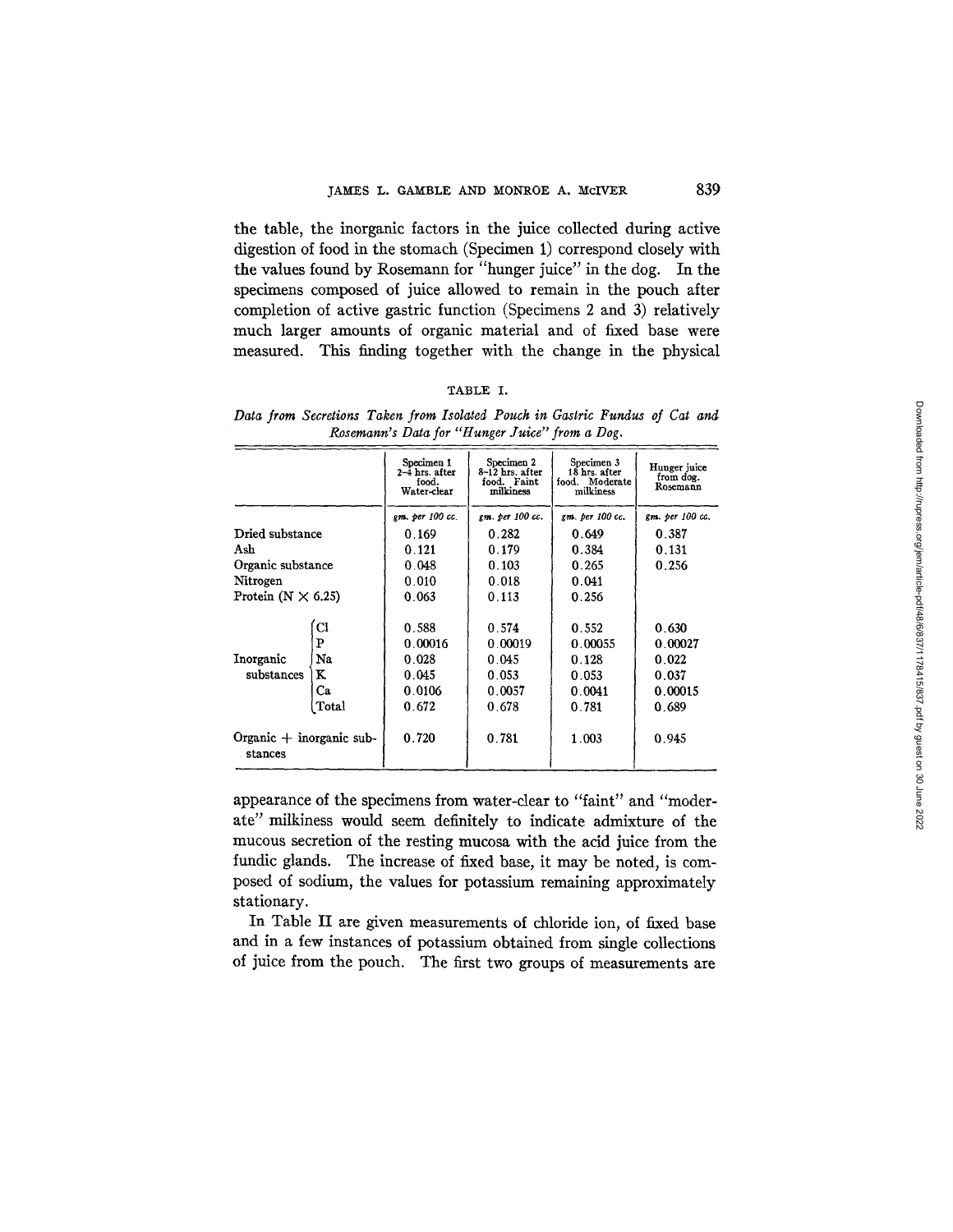the table, the inorganic factors in the juice collected during active digestion of food in the stomach (Specimen 1) correspond closely with the values found by Rosemann for "hunger juice" in the dog. In the specimens composed of juice allowed to remain in the pouch after completion of active gastric function (Specimens 2 and 3) relatively much larger amounts of organic material and of fixed base were measured. This finding together with the change in the physical

TABLE I.

*Data from Secretions Taken from Isolated Pouch in Gastric Fundus of Cat and Rosemann's Data for "Hunger Juice" from a Dog.*

| | | Specimen 1 2–4 hrs. after food. Water-clear | Specimen 2 8–12 hrs. after food. Faint milkiness | Specimen 3 18 hrs. after food. Moderate milkiness | Hunger juice from dog. Rosemann |
|---|---|---|---|---|---|
| | | *gm. per 100 cc.* | *gm. per 100 cc.* | *gm. per 100 cc.* | *gm. per 100 cc.* |
| Dried substance | | 0.169 | 0.282 | 0.649 | 0.387 |
| Ash | | 0.121 | 0.179 | 0.384 | 0.131 |
| Organic substance | | 0.048 | 0.103 | 0.265 | 0.256 |
| Nitrogen | | 0.010 | 0.018 | 0.041 | |
| Protein (N × 6.25) | | 0.063 | 0.113 | 0.256 | |
| Inorganic substances | Cl | 0.588 | 0.574 | 0.552 | 0.630 |
| | P | 0.00016 | 0.00019 | 0.00055 | 0.00027 |
| | Na | 0.028 | 0.045 | 0.128 | 0.022 |
| | K | 0.045 | 0.053 | 0.053 | 0.037 |
| | Ca | 0.0106 | 0.0057 | 0.0041 | 0.00015 |
| | Total | 0.672 | 0.678 | 0.781 | 0.689 |
| Organic + inorganic substances | | 0.720 | 0.781 | 1.003 | 0.945 |

appearance of the specimens from water-clear to "faint" and "moderate" milkiness would seem definitely to indicate admixture of the mucous secretion of the resting mucosa with the acid juice from the fundic glands. The increase of fixed base, it may be noted, is composed of sodium, the values for potassium remaining approximately stationary.

In Table II are given measurements of chloride ion, of fixed base and in a few instances of potassium obtained from single collections of juice from the pouch. The first two groups of measurements are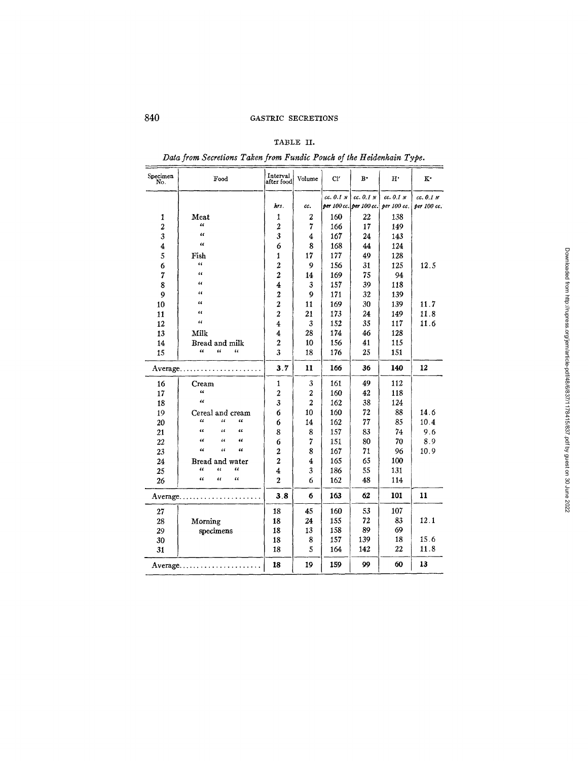TABLE II.

*Data from Secretions Taken from Fundic Pouch of the Heidenhain Type.*

| Specimen No. | Food | Interval after food | Volume | Cl′ | B· | H· | K· |
|---|---|---|---|---|---|---|---|
| | | *hrs.* | *cc.* | *cc. 0.1 N per 100 cc.* | *cc. 0.1 N per 100 cc.* | *cc. 0.1 N per 100 cc.* | *cc. 0.1 N per 100 cc.* |
| 1 | Meat | 1 | 2 | 160 | 22 | 138 | |
| 2 | " | 2 | 7 | 166 | 17 | 149 | |
| 3 | " | 3 | 4 | 167 | 24 | 143 | |
| 4 | " | 6 | 8 | 168 | 44 | 124 | |
| 5 | Fish | 1 | 17 | 177 | 49 | 128 | |
| 6 | " | 2 | 9 | 156 | 31 | 125 | 12.5 |
| 7 | " | 2 | 14 | 169 | 75 | 94 | |
| 8 | " | 4 | 3 | 157 | 39 | 118 | |
| 9 | " | 2 | 9 | 171 | 32 | 139 | |
| 10 | " | 2 | 11 | 169 | 30 | 139 | 11.7 |
| 11 | " | 2 | 21 | 173 | 24 | 149 | 11.8 |
| 12 | " | 4 | 3 | 152 | 35 | 117 | 11.6 |
| 13 | Milk | 4 | 28 | 174 | 46 | 128 | |
| 14 | Bread and milk | 2 | 10 | 156 | 41 | 115 | |
| 15 | " " " | 3 | 18 | 176 | 25 | 151 | |
| Average | | **3.7** | **11** | **166** | **36** | **140** | **12** |
| 16 | Cream | 1 | 3 | 161 | 49 | 112 | |
| 17 | " | 2 | 2 | 160 | 42 | 118 | |
| 18 | " | 3 | 2 | 162 | 38 | 124 | |
| 19 | Cereal and cream | 6 | 10 | 160 | 72 | 88 | 14.6 |
| 20 | " " " | 6 | 14 | 162 | 77 | 85 | 10.4 |
| 21 | " " " | 8 | 8 | 157 | 83 | 74 | 9.6 |
| 22 | " " " | 6 | 7 | 151 | 80 | 70 | 8.9 |
| 23 | " " " | 2 | 8 | 167 | 71 | 96 | 10.9 |
| 24 | Bread and water | 2 | 4 | 165 | 65 | 100 | |
| 25 | " " " | 4 | 3 | 186 | 55 | 131 | |
| 26 | " " " | 2 | 6 | 162 | 48 | 114 | |
| Average | | **3.8** | **6** | **163** | **62** | **101** | **11** |
| 27 | Morning specimens | 18 | 45 | 160 | 53 | 107 | |
| 28 | | 18 | 24 | 155 | 72 | 83 | 12.1 |
| 29 | | 18 | 13 | 158 | 89 | 69 | |
| 30 | | 18 | 8 | 157 | 139 | 18 | 15.6 |
| 31 | | 18 | 5 | 164 | 142 | 22 | 11.8 |
| Average | | **18** | **19** | **159** | **99** | **60** | **13** |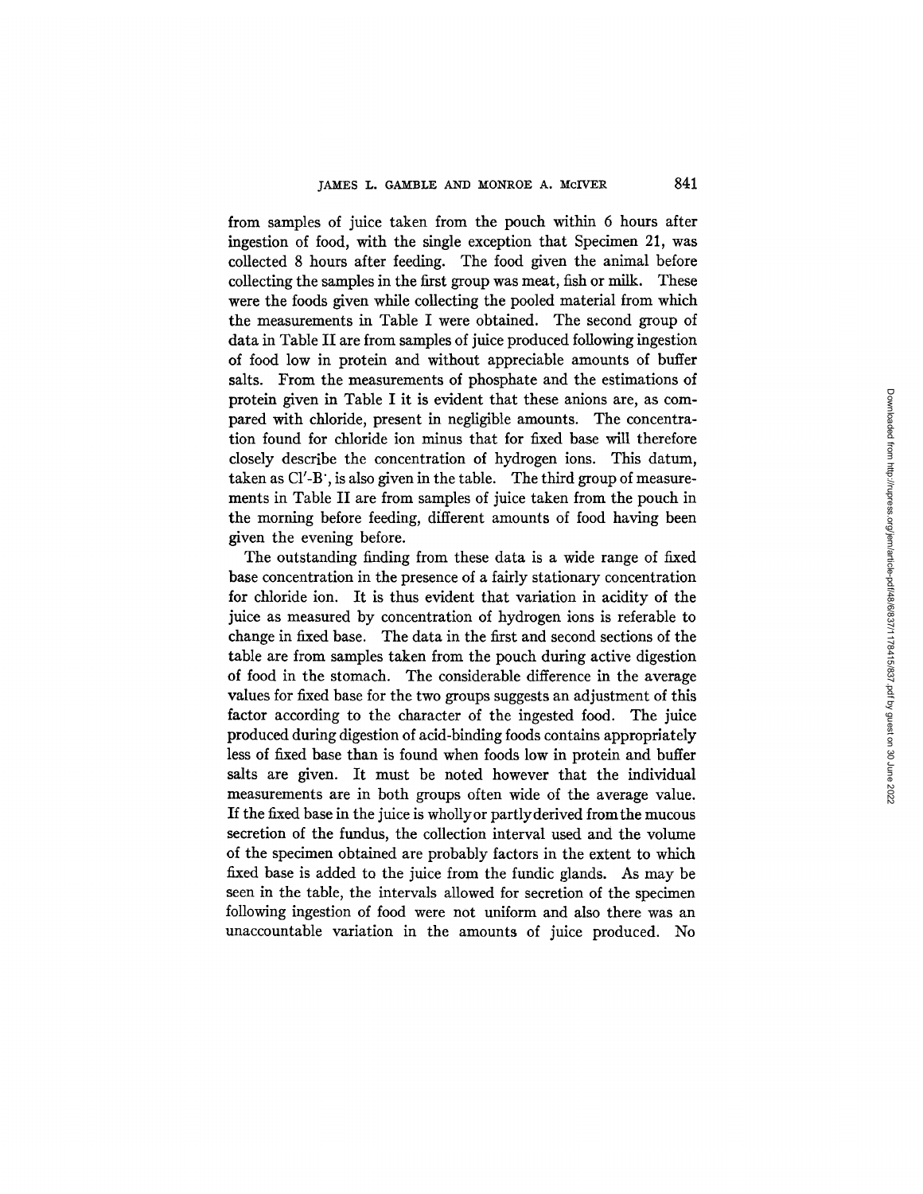from samples of juice taken from the pouch within 6 hours after ingestion of food, with the single exception that Specimen 21, was collected 8 hours after feeding. The food given the animal before collecting the samples in the first group was meat, fish or milk. These were the foods given while collecting the pooled material from which the measurements in Table I were obtained. The second group of data in Table II are from samples of juice produced following ingestion of food low in protein and without appreciable amounts of buffer salts. From the measurements of phosphate and the estimations of protein given in Table I it is evident that these anions are, as compared with chloride, present in negligible amounts. The concentration found for chloride ion minus that for fixed base will therefore closely describe the concentration of hydrogen ions. This datum, taken as $Cl'$-$B^{\cdot}$, is also given in the table. The third group of measurements in Table II are from samples of juice taken from the pouch in the morning before feeding, different amounts of food having been given the evening before.

The outstanding finding from these data is a wide range of fixed base concentration in the presence of a fairly stationary concentration for chloride ion. It is thus evident that variation in acidity of the juice as measured by concentration of hydrogen ions is referable to change in fixed base. The data in the first and second sections of the table are from samples taken from the pouch during active digestion of food in the stomach. The considerable difference in the average values for fixed base for the two groups suggests an adjustment of this factor according to the character of the ingested food. The juice produced during digestion of acid-binding foods contains appropriately less of fixed base than is found when foods low in protein and buffer salts are given. It must be noted however that the individual measurements are in both groups often wide of the average value. If the fixed base in the juice is wholly or partly derived from the mucous secretion of the fundus, the collection interval used and the volume of the specimen obtained are probably factors in the extent to which fixed base is added to the juice from the fundic glands. As may be seen in the table, the intervals allowed for secretion of the specimen following ingestion of food were not uniform and also there was an unaccountable variation in the amounts of juice produced. No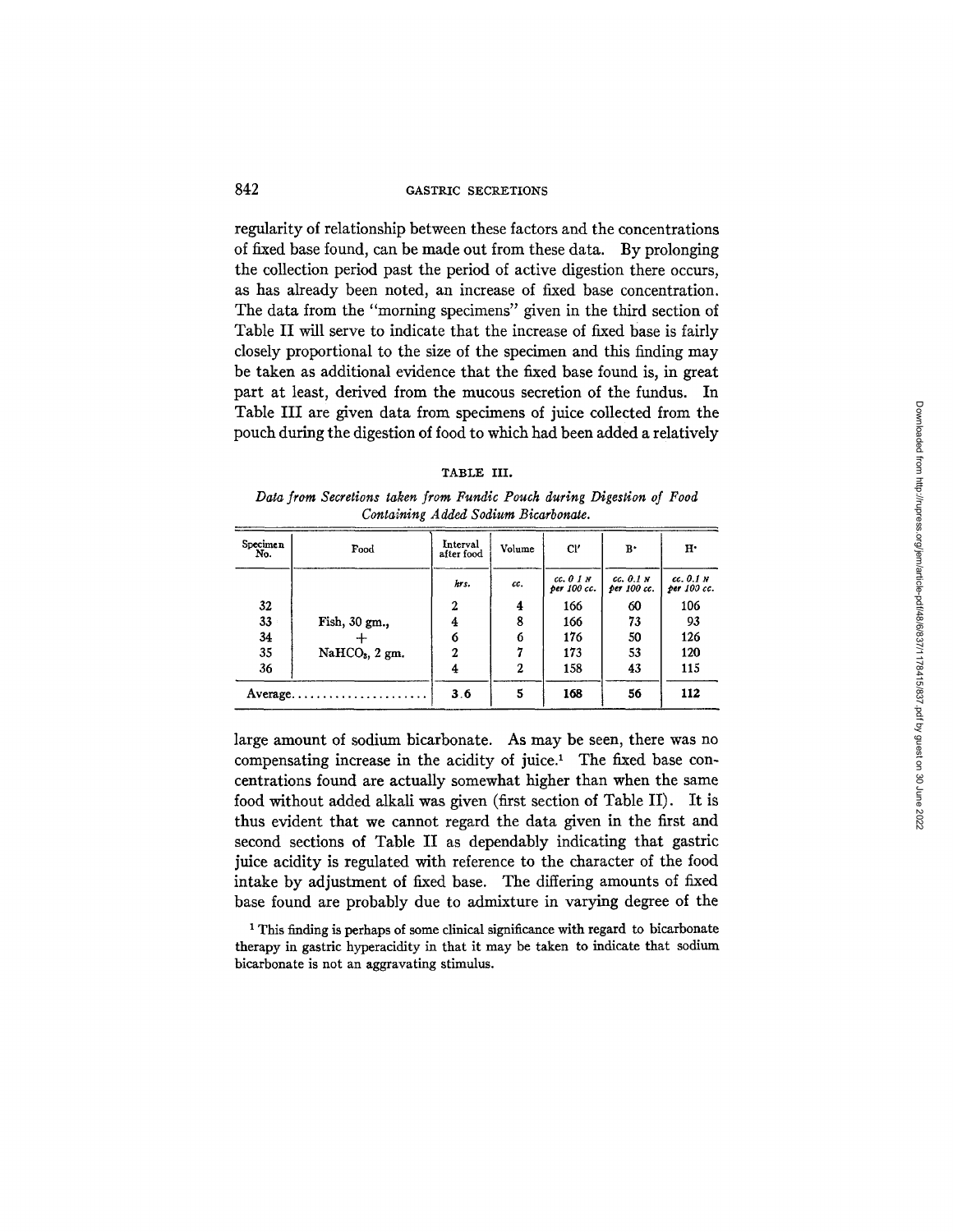regularity of relationship between these factors and the concentrations of fixed base found, can be made out from these data. By prolonging the collection period past the period of active digestion there occurs, as has already been noted, an increase of fixed base concentration. The data from the "morning specimens" given in the third section of Table II will serve to indicate that the increase of fixed base is fairly closely proportional to the size of the specimen and this finding may be taken as additional evidence that the fixed base found is, in great part at least, derived from the mucous secretion of the fundus. In Table III are given data from specimens of juice collected from the pouch during the digestion of food to which had been added a relatively

TABLE III.

*Data from Secretions taken from Fundic Pouch during Digestion of Food Containing Added Sodium Bicarbonate.*

| Specimen No. | Food | Interval after food | Volume | Cl' | B· | H· |
|---|---|---|---|---|---|---|
| | | *hrs.* | *cc.* | *cc. 0.1 N per 100 cc.* | *cc. 0.1 N per 100 cc.* | *cc. 0.1 N per 100 cc.* |
| 32 | | 2 | 4 | 166 | 60 | 106 |
| 33 | Fish, 30 gm., | 4 | 8 | 166 | 73 | 93 |
| 34 | + | 6 | 6 | 176 | 50 | 126 |
| 35 | $NaHCO_3$, 2 gm. | 2 | 7 | 173 | 53 | 120 |
| 36 | | 4 | 2 | 158 | 43 | 115 |
| Average | | **3.6** | **5** | **168** | **56** | **112** |

large amount of sodium bicarbonate. As may be seen, there was no compensating increase in the acidity of juice.[1] The fixed base concentrations found are actually somewhat higher than when the same food without added alkali was given (first section of Table II). It is thus evident that we cannot regard the data given in the first and second sections of Table II as dependably indicating that gastric juice acidity is regulated with reference to the character of the food intake by adjustment of fixed base. The differing amounts of fixed base found are probably due to admixture in varying degree of the

[1] This finding is perhaps of some clinical significance with regard to bicarbonate therapy in gastric hyperacidity in that it may be taken to indicate that sodium bicarbonate is not an aggravating stimulus.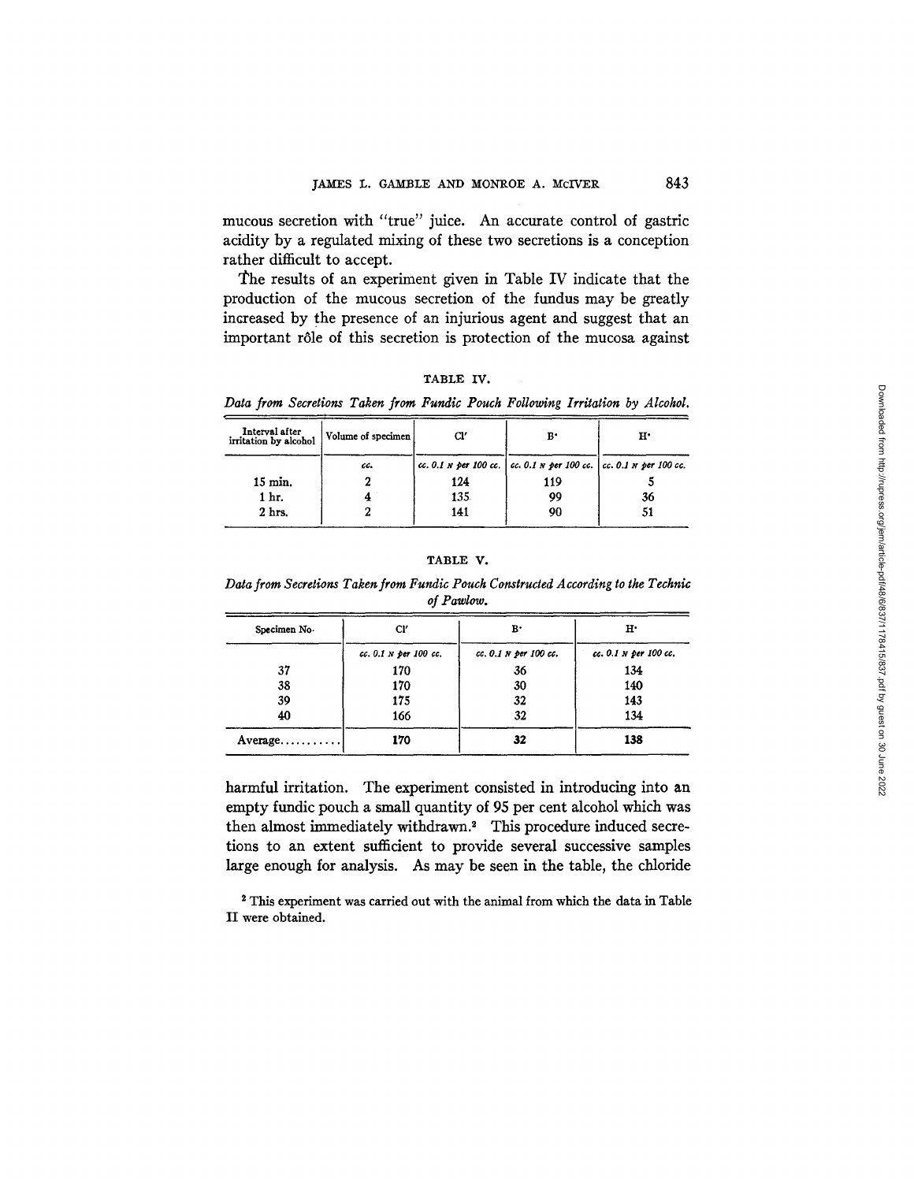mucous secretion with "true" juice. An accurate control of gastric acidity by a regulated mixing of these two secretions is a conception rather difficult to accept.

The results of an experiment given in Table IV indicate that the production of the mucous secretion of the fundus may be greatly increased by the presence of an injurious agent and suggest that an important rôle of this secretion is protection of the mucosa against harmful irritation. The experiment consisted in introducing into an empty fundic pouch a small quantity of 95 per cent alcohol which was then almost immediately withdrawn.[2] This procedure induced secretions to an extent sufficient to provide several successive samples large enough for analysis. As may be seen in the table, the chloride

TABLE IV.

*Data from Secretions Taken from Fundic Pouch Following Irritation by Alcohol.*

| Interval after irritation by alcohol | Volume of specimen | Cl′ | B· | H· |
|---|---|---|---|---|
| | *cc.* | *cc. 0.1 N per 100 cc.* | *cc. 0.1 N per 100 cc.* | *cc. 0.1 N per 100 cc.* |
| 15 min. | 2 | 124 | 119 | 5 |
| 1 hr. | 4 | 135 | 99 | 36 |
| 2 hrs. | 2 | 141 | 90 | 51 |

TABLE V.

*Data from Secretions Taken from Fundic Pouch Constructed According to the Technic of Pawlow.*

| Specimen No. | Cl′ | B· | H· |
|---|---|---|---|
| | *cc. 0.1 N per 100 cc.* | *cc. 0.1 N per 100 cc.* | *cc. 0.1 N per 100 cc.* |
| 37 | 170 | 36 | 134 |
| 38 | 170 | 30 | 140 |
| 39 | 175 | 32 | 143 |
| 40 | 166 | 32 | 134 |
| Average........... | **170** | **32** | **138** |

[2] This experiment was carried out with the animal from which the data in Table II were obtained.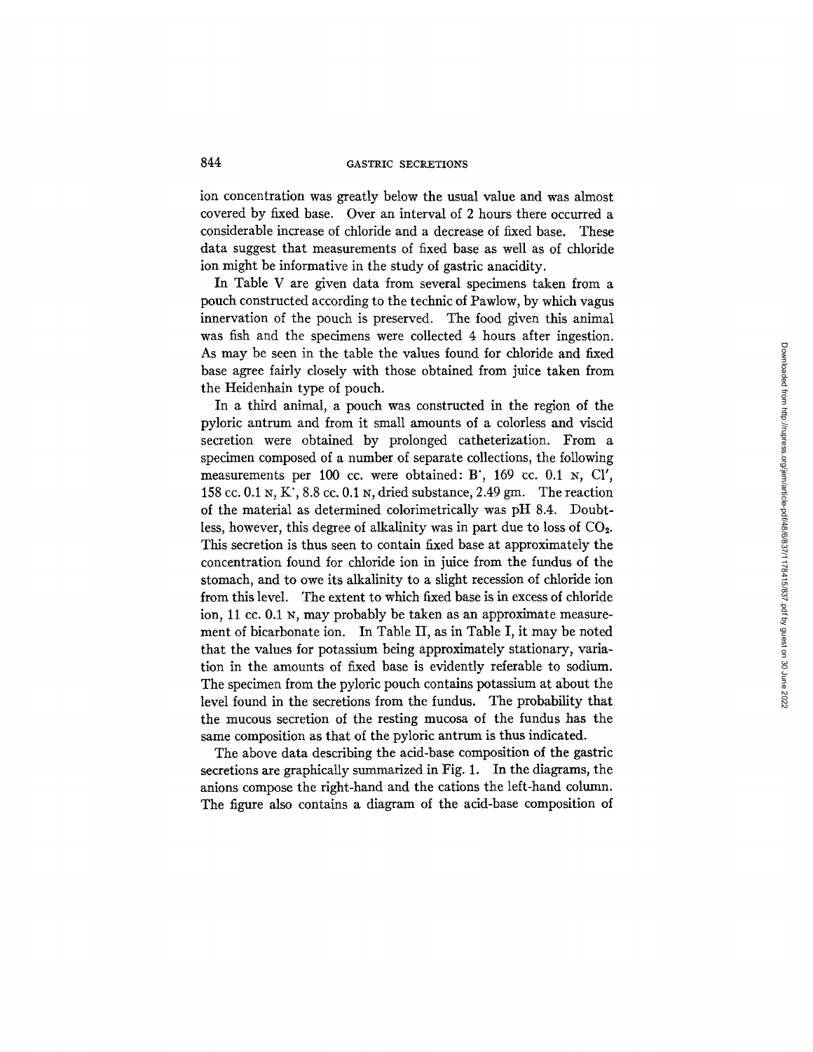ion concentration was greatly below the usual value and was almost covered by fixed base. Over an interval of 2 hours there occurred a considerable increase of chloride and a decrease of fixed base. These data suggest that measurements of fixed base as well as of chloride ion might be informative in the study of gastric anacidity.

In Table V are given data from several specimens taken from a pouch constructed according to the technic of Pawlow, by which vagus innervation of the pouch is preserved. The food given this animal was fish and the specimens were collected 4 hours after ingestion. As may be seen in the table the values found for chloride and fixed base agree fairly closely with those obtained from juice taken from the Heidenhain type of pouch.

In a third animal, a pouch was constructed in the region of the pyloric antrum and from it small amounts of a colorless and viscid secretion were obtained by prolonged catheterization. From a specimen composed of a number of separate collections, the following measurements per 100 cc. were obtained: $B^{\cdot}$, 169 cc. 0.1 N, $Cl'$, 158 cc. 0.1 N, $K^{\cdot}$, 8.8 cc. 0.1 N, dried substance, 2.49 gm. The reaction of the material as determined colorimetrically was pH 8.4. Doubtless, however, this degree of alkalinity was in part due to loss of $CO_2$. This secretion is thus seen to contain fixed base at approximately the concentration found for chloride ion in juice from the fundus of the stomach, and to owe its alkalinity to a slight recession of chloride ion from this level. The extent to which fixed base is in excess of chloride ion, 11 cc. 0.1 N, may probably be taken as an approximate measurement of bicarbonate ion. In Table II, as in Table I, it may be noted that the values for potassium being approximately stationary, variation in the amounts of fixed base is evidently referable to sodium. The specimen from the pyloric pouch contains potassium at about the level found in the secretions from the fundus. The probability that the mucous secretion of the resting mucosa of the fundus has the same composition as that of the pyloric antrum is thus indicated.

The above data describing the acid-base composition of the gastric secretions are graphically summarized in Fig. 1. In the diagrams, the anions compose the right-hand and the cations the left-hand column. The figure also contains a diagram of the acid-base composition of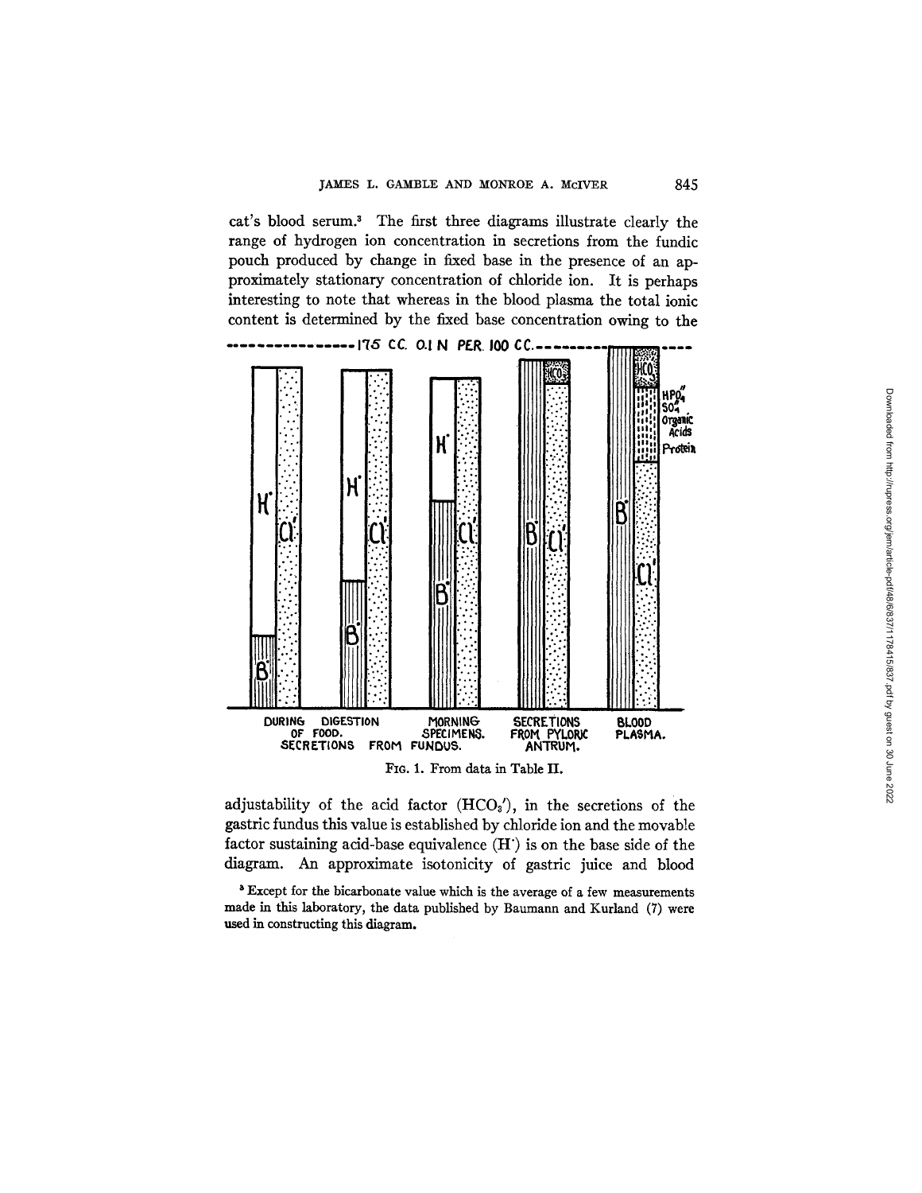cat's blood serum.[3] The first three diagrams illustrate clearly the range of hydrogen ion concentration in secretions from the fundic pouch produced by change in fixed base in the presence of an approximately stationary concentration of chloride ion. It is perhaps interesting to note that whereas in the blood plasma the total ionic content is determined by the fixed base concentration owing to the

FIG. 1. From data in Table II.

adjustability of the acid factor ($HCO_3'$), in the secretions of the gastric fundus this value is established by chloride ion and the movable factor sustaining acid-base equivalence ($H^{\cdot}$) is on the base side of the diagram. An approximate isotonicity of gastric juice and blood

[3] Except for the bicarbonate value which is the average of a few measurements made in this laboratory, the data published by Baumann and Kurland (7) were used in constructing this diagram.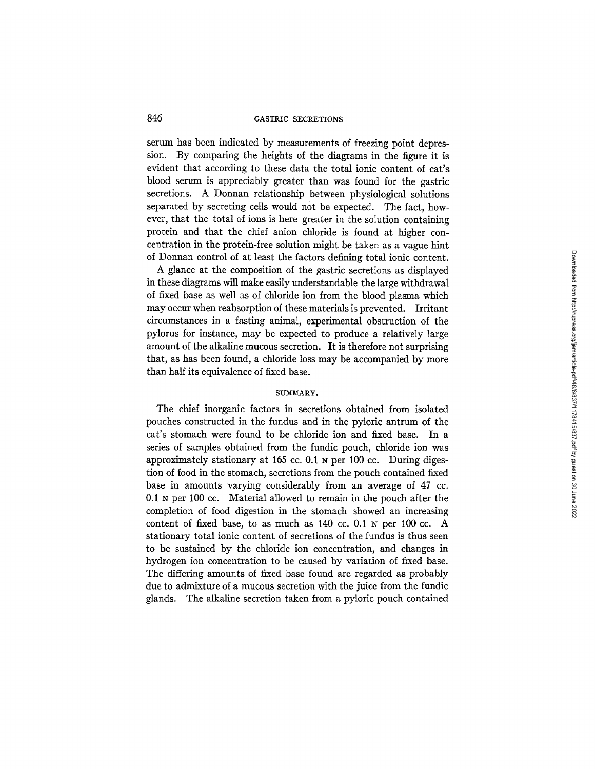serum has been indicated by measurements of freezing point depression. By comparing the heights of the diagrams in the figure it is evident that according to these data the total ionic content of cat's blood serum is appreciably greater than was found for the gastric secretions. A Donnan relationship between physiological solutions separated by secreting cells would not be expected. The fact, however, that the total of ions is here greater in the solution containing protein and that the chief anion chloride is found at higher concentration in the protein-free solution might be taken as a vague hint of Donnan control of at least the factors defining total ionic content.

A glance at the composition of the gastric secretions as displayed in these diagrams will make easily understandable the large withdrawal of fixed base as well as of chloride ion from the blood plasma which may occur when reabsorption of these materials is prevented. Irritant circumstances in a fasting animal, experimental obstruction of the pylorus for instance, may be expected to produce a relatively large amount of the alkaline mucous secretion. It is therefore not surprising that, as has been found, a chloride loss may be accompanied by more than half its equivalence of fixed base.

## SUMMARY.

The chief inorganic factors in secretions obtained from isolated pouches constructed in the fundus and in the pyloric antrum of the cat's stomach were found to be chloride ion and fixed base. In a series of samples obtained from the fundic pouch, chloride ion was approximately stationary at 165 cc. 0.1 N per 100 cc. During digestion of food in the stomach, secretions from the pouch contained fixed base in amounts varying considerably from an average of 47 cc. 0.1 N per 100 cc. Material allowed to remain in the pouch after the completion of food digestion in the stomach showed an increasing content of fixed base, to as much as 140 cc. 0.1 N per 100 cc. A stationary total ionic content of secretions of the fundus is thus seen to be sustained by the chloride ion concentration, and changes in hydrogen ion concentration to be caused by variation of fixed base. The differing amounts of fixed base found are regarded as probably due to admixture of a mucous secretion with the juice from the fundic glands. The alkaline secretion taken from a pyloric pouch contained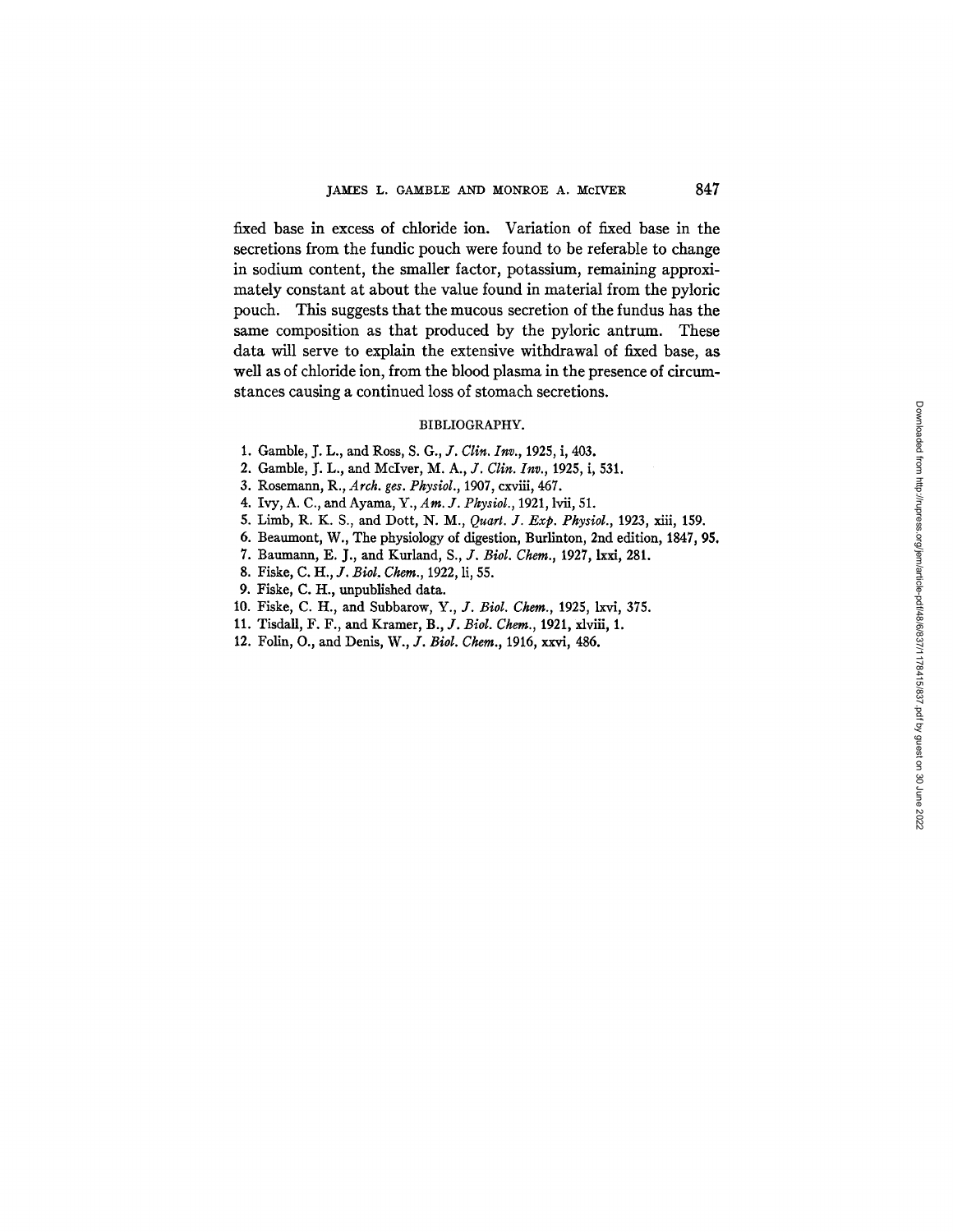fixed base in excess of chloride ion. Variation of fixed base in the secretions from the fundic pouch were found to be referable to change in sodium content, the smaller factor, potassium, remaining approximately constant at about the value found in material from the pyloric pouch. This suggests that the mucous secretion of the fundus has the same composition as that produced by the pyloric antrum. These data will serve to explain the extensive withdrawal of fixed base, as well as of chloride ion, from the blood plasma in the presence of circumstances causing a continued loss of stomach secretions.

## BIBLIOGRAPHY.

1. Gamble, J. L., and Ross, S. G., *J. Clin. Inv.*, 1925, i, 403.
2. Gamble, J. L., and McIver, M. A., *J. Clin. Inv.*, 1925, i, 531.
3. Rosemann, R., *Arch. ges. Physiol.*, 1907, cxviii, 467.
4. Ivy, A. C., and Ayama, Y., *Am. J. Physiol.*, 1921, lvii, 51.
5. Limb, R. K. S., and Dott, N. M., *Quart. J. Exp. Physiol.*, 1923, xiii, 159.
6. Beaumont, W., The physiology of digestion, Burlinton, 2nd edition, 1847, 95.
7. Baumann, E. J., and Kurland, S., *J. Biol. Chem.*, 1927, lxxi, 281.
8. Fiske, C. H., *J. Biol. Chem.*, 1922, li, 55.
9. Fiske, C. H., unpublished data.
10. Fiske, C. H., and Subbarow, Y., *J. Biol. Chem.*, 1925, lxvi, 375.
11. Tisdall, F. F., and Kramer, B., *J. Biol. Chem.*, 1921, xlviii, 1.
12. Folin, O., and Denis, W., *J. Biol. Chem.*, 1916, xxvi, 486.